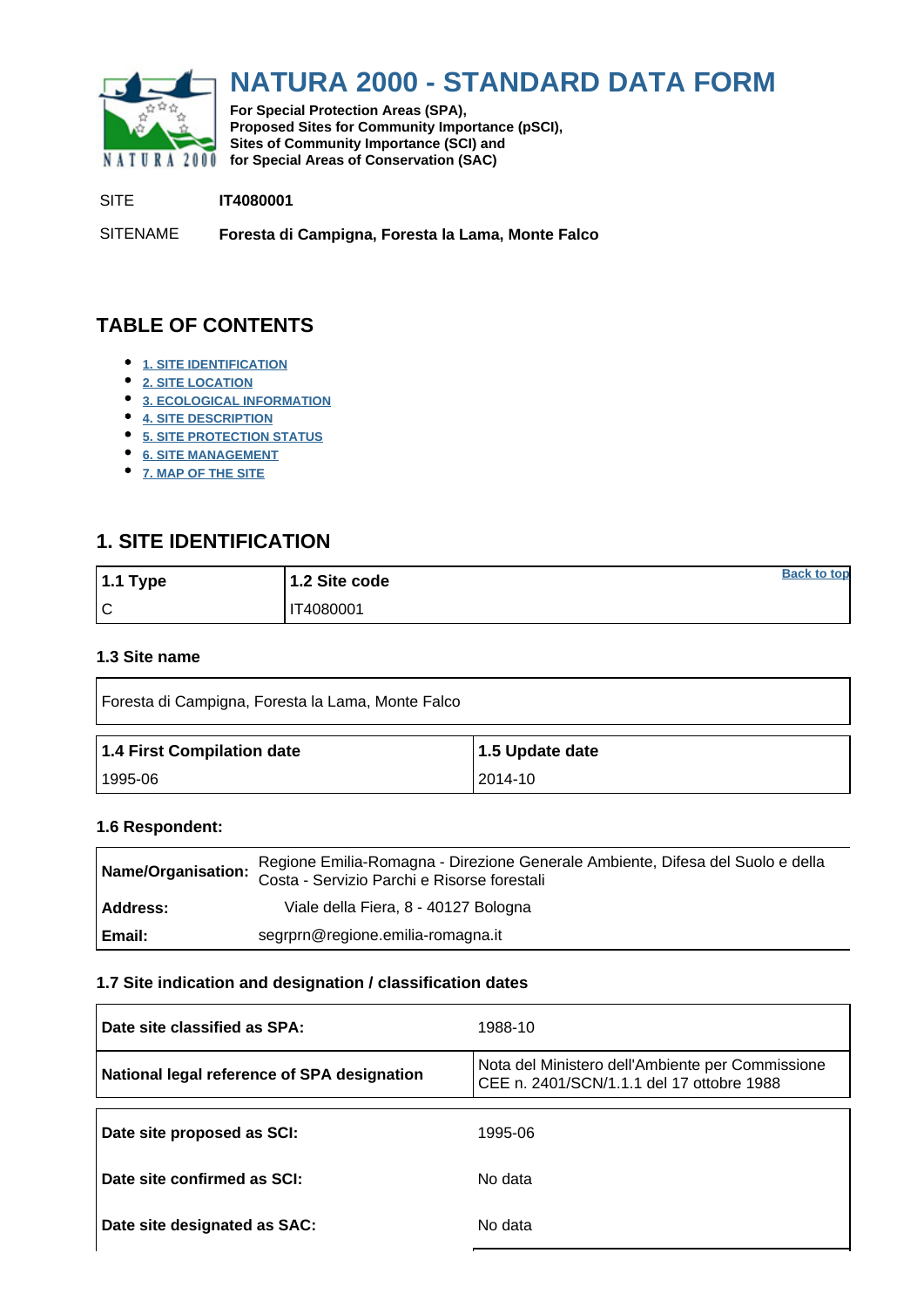# NATURA 2000 - STANDARD DATA FORM

**For Special Protection Areas (SPA),**
**Proposed Sites for Community Importance (pSCI),**
**Sites of Community Importance (SCI) and**
**for Special Areas of Conservation (SAC)**

SITE **IT4080001**

SITENAME **Foresta di Campigna, Foresta la Lama, Monte Falco**

## TABLE OF CONTENTS

- 1. SITE IDENTIFICATION
- 2. SITE LOCATION
- 3. ECOLOGICAL INFORMATION
- 4. SITE DESCRIPTION
- 5. SITE PROTECTION STATUS
- 6. SITE MANAGEMENT
- 7. MAP OF THE SITE

## 1. SITE IDENTIFICATION

| 1.1 Type | 1.2 Site code |
|---|---|
| C | IT4080001 |

### 1.3 Site name

| Foresta di Campigna, Foresta la Lama, Monte Falco |
|---|

| 1.4 First Compilation date | 1.5 Update date |
|---|---|
| 1995-06 | 2014-10 |

### 1.6 Respondent:

| | |
|---|---|
| **Name/Organisation:** | Regione Emilia-Romagna - Direzione Generale Ambiente, Difesa del Suolo e della Costa - Servizio Parchi e Risorse forestali |
| **Address:** | Viale della Fiera, 8 - 40127 Bologna |
| **Email:** | segrprn@regione.emilia-romagna.it |

### 1.7 Site indication and designation / classification dates

| | |
|---|---|
| **Date site classified as SPA:** | 1988-10 |
| **National legal reference of SPA designation** | Nota del Ministero dell'Ambiente per Commissione CEE n. 2401/SCN/1.1.1 del 17 ottobre 1988 |

| | |
|---|---|
| **Date site proposed as SCI:** | 1995-06 |
| **Date site confirmed as SCI:** | No data |
| **Date site designated as SAC:** | No data |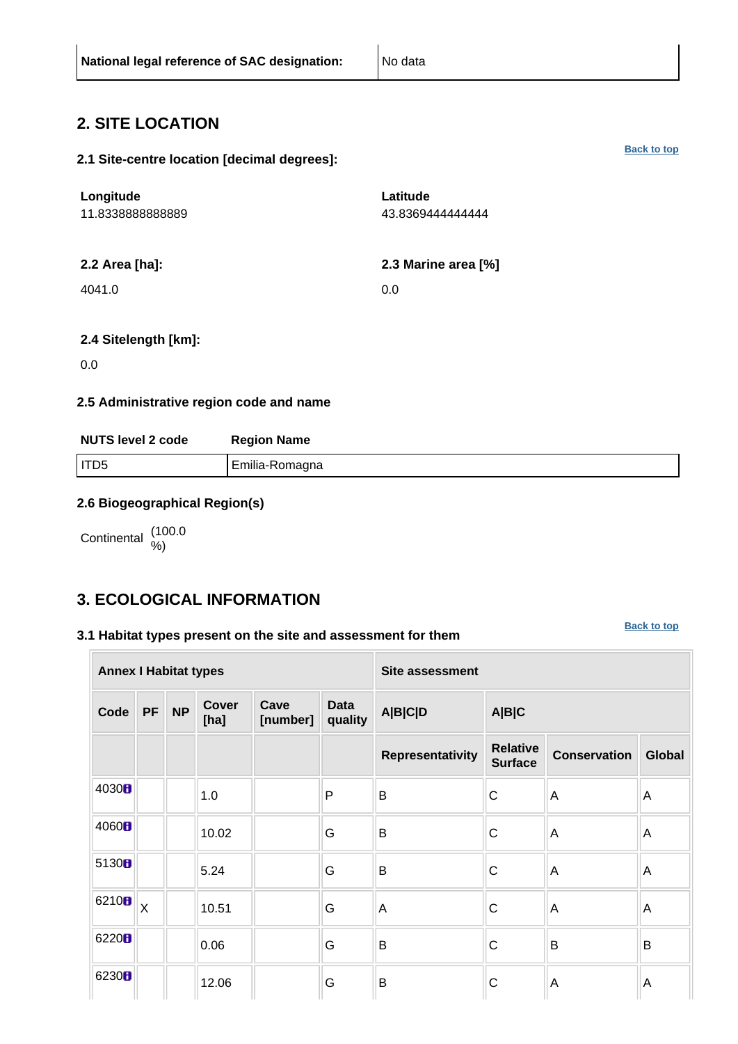| National legal reference of SAC designation: | No data |
|---|---|

## 2. SITE LOCATION

### 2.1 Site-centre location [decimal degrees]:

Back to top

| Longitude | Latitude |
|---|---|
| 11.8338888888889 | 43.8369444444444 |

| 2.2 Area [ha]: | 2.3 Marine area [%] |
|---|---|
| 4041.0 | 0.0 |

**2.4 Sitelength [km]:**

0.0

### 2.5 Administrative region code and name

| NUTS level 2 code | Region Name |
|---|---|
| ITD5 | Emilia-Romagna |

### 2.6 Biogeographical Region(s)

Continental (100.0 %)

## 3. ECOLOGICAL INFORMATION

### 3.1 Habitat types present on the site and assessment for them

Back to top

| Annex I Habitat types | | | | | | Site assessment | | | |
|---|---|---|---|---|---|---|---|---|---|
| Code | PF | NP | Cover [ha] | Cave [number] | Data quality | A\|B\|C\|D | A\|B\|C | | |
| | | | | | | Representativity | Relative Surface | Conservation | Global |
| 4030 | | | 1.0 | | P | B | C | A | A |
| 4060 | | | 10.02 | | G | B | C | A | A |
| 5130 | | | 5.24 | | G | B | C | A | A |
| 6210 | X | | 10.51 | | G | A | C | A | A |
| 6220 | | | 0.06 | | G | B | C | B | B |
| 6230 | | | 12.06 | | G | B | C | A | A |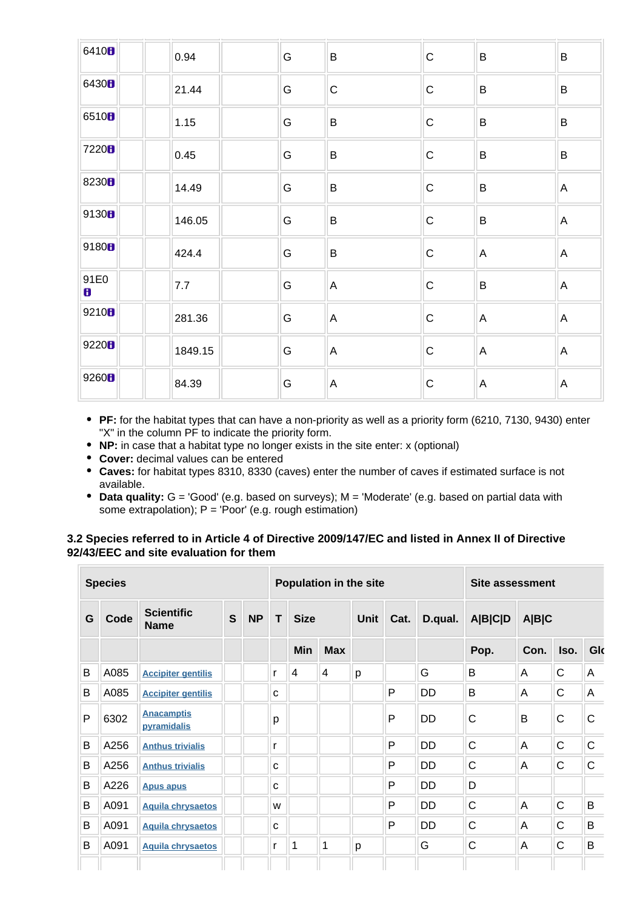| | | | | | | | | |
|---|---|---|---|---|---|---|---|---|
| 6410 | | | 0.94 | | G | B | C | B | B |
| 6430 | | | 21.44 | | G | C | C | B | B |
| 6510 | | | 1.15 | | G | B | C | B | B |
| 7220 | | | 0.45 | | G | B | C | B | B |
| 8230 | | | 14.49 | | G | B | C | B | A |
| 9130 | | | 146.05 | | G | B | C | B | A |
| 9180 | | | 424.4 | | G | B | C | A | A |
| 91E0 | | | 7.7 | | G | A | C | B | A |
| 9210 | | | 281.36 | | G | A | C | A | A |
| 9220 | | | 1849.15 | | G | A | C | A | A |
| 9260 | | | 84.39 | | G | A | C | A | A |

- **PF:** for the habitat types that can have a non-priority as well as a priority form (6210, 7130, 9430) enter "X" in the column PF to indicate the priority form.
- **NP:** in case that a habitat type no longer exists in the site enter: x (optional)
- **Cover:** decimal values can be entered
- **Caves:** for habitat types 8310, 8330 (caves) enter the number of caves if estimated surface is not available.
- **Data quality:** G = 'Good' (e.g. based on surveys); M = 'Moderate' (e.g. based on partial data with some extrapolation); P = 'Poor' (e.g. rough estimation)

### 3.2 Species referred to in Article 4 of Directive 2009/147/EC and listed in Annex II of Directive 92/43/EEC and site evaluation for them

| Species | | | | | Population in the site | | | | | | Site assessment | | | |
|---|---|---|---|---|---|---|---|---|---|---|---|---|---|---|
| G | Code | Scientific Name | S | NP | T | Size | | Unit | Cat. | D.qual. | A\|B\|C\|D | A\|B\|C | | |
| | | | | | | Min | Max | | | | Pop. | Con. | Iso. | Glo |
| B | A085 | Accipiter gentilis | | | r | 4 | 4 | p | | G | B | A | C | A |
| B | A085 | Accipiter gentilis | | | c | | | | P | DD | B | A | C | A |
| P | 6302 | Anacamptis pyramidalis | | | p | | | | P | DD | C | B | C | C |
| B | A256 | Anthus trivialis | | | r | | | | P | DD | C | A | C | C |
| B | A256 | Anthus trivialis | | | c | | | | P | DD | C | A | C | C |
| B | A226 | Apus apus | | | c | | | | P | DD | D | | | |
| B | A091 | Aquila chrysaetos | | | w | | | | P | DD | C | A | C | B |
| B | A091 | Aquila chrysaetos | | | c | | | | P | DD | C | A | C | B |
| B | A091 | Aquila chrysaetos | | | r | 1 | 1 | p | | G | C | A | C | B |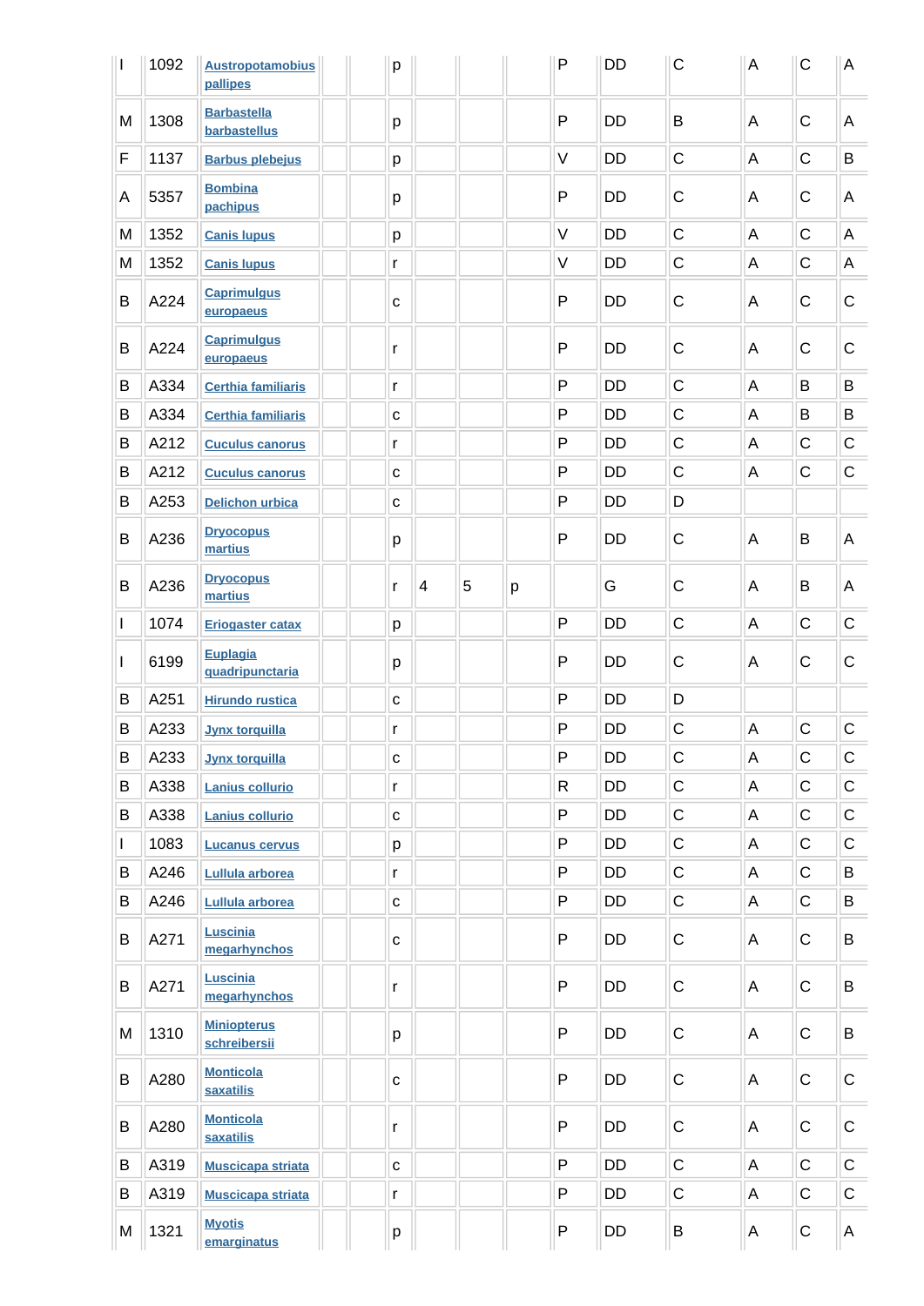| | | | | | | | | | | | | | | |
|---|---|---|---|---|---|---|---|---|---|---|---|---|---|---|
| I | 1092 | Austropotamobius pallipes | | | p | | | | P | DD | C | A | C | A |
| M | 1308 | Barbastella barbastellus | | | p | | | | P | DD | B | A | C | A |
| F | 1137 | Barbus plebejus | | | p | | | | V | DD | C | A | C | B |
| A | 5357 | Bombina pachipus | | | p | | | | P | DD | C | A | C | A |
| M | 1352 | Canis lupus | | | p | | | | V | DD | C | A | C | A |
| M | 1352 | Canis lupus | | | r | | | | V | DD | C | A | C | A |
| B | A224 | Caprimulgus europaeus | | | c | | | | P | DD | C | A | C | C |
| B | A224 | Caprimulgus europaeus | | | r | | | | P | DD | C | A | C | C |
| B | A334 | Certhia familiaris | | | r | | | | P | DD | C | A | B | B |
| B | A334 | Certhia familiaris | | | c | | | | P | DD | C | A | B | B |
| B | A212 | Cuculus canorus | | | r | | | | P | DD | C | A | C | C |
| B | A212 | Cuculus canorus | | | c | | | | P | DD | C | A | C | C |
| B | A253 | Delichon urbica | | | c | | | | P | DD | D | | | |
| B | A236 | Dryocopus martius | | | p | | | | P | DD | C | A | B | A |
| B | A236 | Dryocopus martius | | | r | 4 | 5 | p | | G | C | A | B | A |
| I | 1074 | Eriogaster catax | | | p | | | | P | DD | C | A | C | C |
| I | 6199 | Euplagia quadripunctaria | | | p | | | | P | DD | C | A | C | C |
| B | A251 | Hirundo rustica | | | c | | | | P | DD | D | | | |
| B | A233 | Jynx torquilla | | | r | | | | P | DD | C | A | C | C |
| B | A233 | Jynx torquilla | | | c | | | | P | DD | C | A | C | C |
| B | A338 | Lanius collurio | | | r | | | | R | DD | C | A | C | C |
| B | A338 | Lanius collurio | | | c | | | | P | DD | C | A | C | C |
| I | 1083 | Lucanus cervus | | | p | | | | P | DD | C | A | C | C |
| B | A246 | Lullula arborea | | | r | | | | P | DD | C | A | C | B |
| B | A246 | Lullula arborea | | | c | | | | P | DD | C | A | C | B |
| B | A271 | Luscinia megarhynchos | | | c | | | | P | DD | C | A | C | B |
| B | A271 | Luscinia megarhynchos | | | r | | | | P | DD | C | A | C | B |
| M | 1310 | Miniopterus schreibersii | | | p | | | | P | DD | C | A | C | B |
| B | A280 | Monticola saxatilis | | | c | | | | P | DD | C | A | C | C |
| B | A280 | Monticola saxatilis | | | r | | | | P | DD | C | A | C | C |
| B | A319 | Muscicapa striata | | | c | | | | P | DD | C | A | C | C |
| B | A319 | Muscicapa striata | | | r | | | | P | DD | C | A | C | C |
| M | 1321 | Myotis emarginatus | | | p | | | | P | DD | B | A | C | A |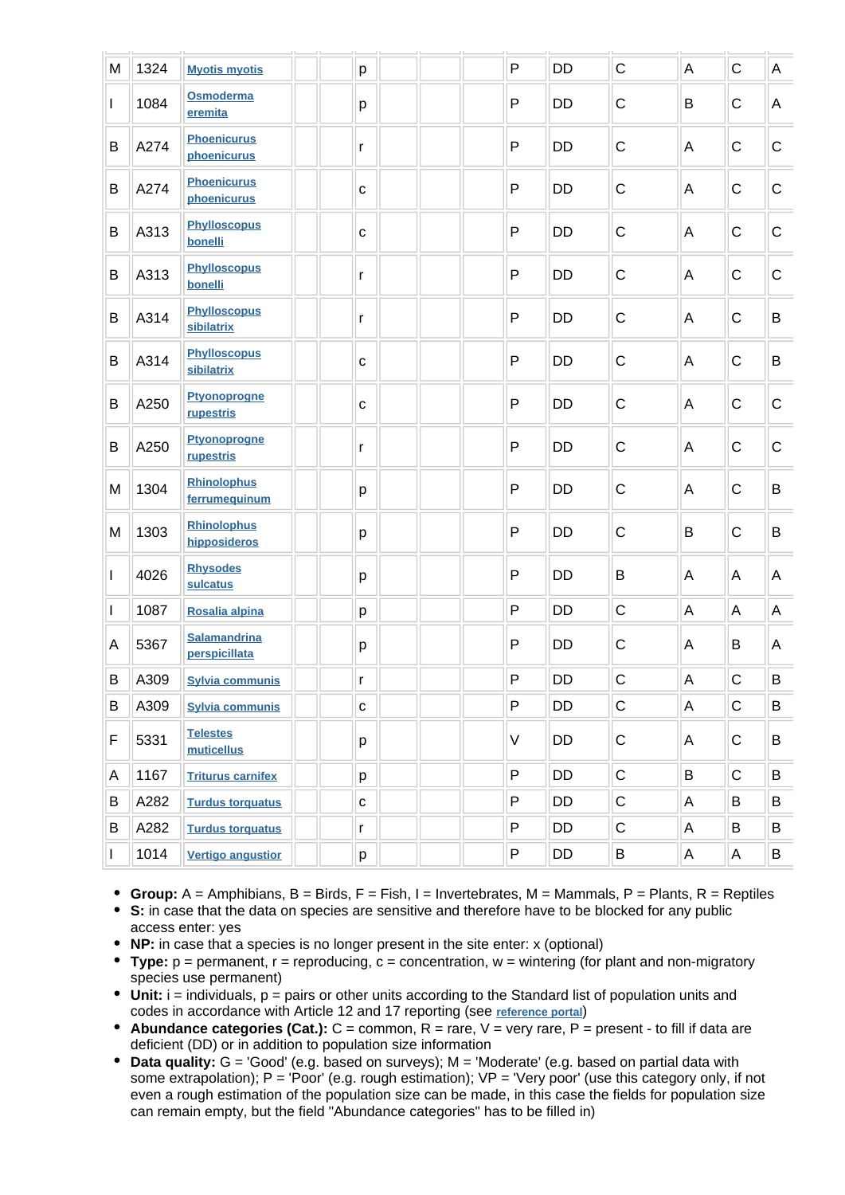| | | | | | | | | | | | | | | |
|---|---|---|---|---|---|---|---|---|---|---|---|---|---|---|
| M | 1324 | Myotis myotis | | | p | | | | P | DD | C | A | C | A |
| I | 1084 | Osmoderma eremita | | | p | | | | P | DD | C | B | C | A |
| B | A274 | Phoenicurus phoenicurus | | | r | | | | P | DD | C | A | C | C |
| B | A274 | Phoenicurus phoenicurus | | | c | | | | P | DD | C | A | C | C |
| B | A313 | Phylloscopus bonelli | | | c | | | | P | DD | C | A | C | C |
| B | A313 | Phylloscopus bonelli | | | r | | | | P | DD | C | A | C | C |
| B | A314 | Phylloscopus sibilatrix | | | r | | | | P | DD | C | A | C | B |
| B | A314 | Phylloscopus sibilatrix | | | c | | | | P | DD | C | A | C | B |
| B | A250 | Ptyonoprogne rupestris | | | c | | | | P | DD | C | A | C | C |
| B | A250 | Ptyonoprogne rupestris | | | r | | | | P | DD | C | A | C | C |
| M | 1304 | Rhinolophus ferrumequinum | | | p | | | | P | DD | C | A | C | B |
| M | 1303 | Rhinolophus hipposideros | | | p | | | | P | DD | C | B | C | B |
| I | 4026 | Rhysodes sulcatus | | | p | | | | P | DD | B | A | A | A |
| I | 1087 | Rosalia alpina | | | p | | | | P | DD | C | A | A | A |
| A | 5367 | Salamandrina perspicillata | | | p | | | | P | DD | C | A | B | A |
| B | A309 | Sylvia communis | | | r | | | | P | DD | C | A | C | B |
| B | A309 | Sylvia communis | | | c | | | | P | DD | C | A | C | B |
| F | 5331 | Telestes muticellus | | | p | | | | V | DD | C | A | C | B |
| A | 1167 | Triturus carnifex | | | p | | | | P | DD | C | B | C | B |
| B | A282 | Turdus torquatus | | | c | | | | P | DD | C | A | B | B |
| B | A282 | Turdus torquatus | | | r | | | | P | DD | C | A | B | B |
| I | 1014 | Vertigo angustior | | | p | | | | P | DD | B | A | A | B |

- **Group:** A = Amphibians, B = Birds, F = Fish, I = Invertebrates, M = Mammals, P = Plants, R = Reptiles
- **S:** in case that the data on species are sensitive and therefore have to be blocked for any public access enter: yes
- **NP:** in case that a species is no longer present in the site enter: x (optional)
- **Type:** p = permanent, r = reproducing, c = concentration, w = wintering (for plant and non-migratory species use permanent)
- **Unit:** i = individuals, p = pairs or other units according to the Standard list of population units and codes in accordance with Article 12 and 17 reporting (see reference portal)
- **Abundance categories (Cat.):** C = common, R = rare, V = very rare, P = present - to fill if data are deficient (DD) or in addition to population size information
- **Data quality:** G = 'Good' (e.g. based on surveys); M = 'Moderate' (e.g. based on partial data with some extrapolation); P = 'Poor' (e.g. rough estimation); VP = 'Very poor' (use this category only, if not even a rough estimation of the population size can be made, in this case the fields for population size can remain empty, but the field "Abundance categories" has to be filled in)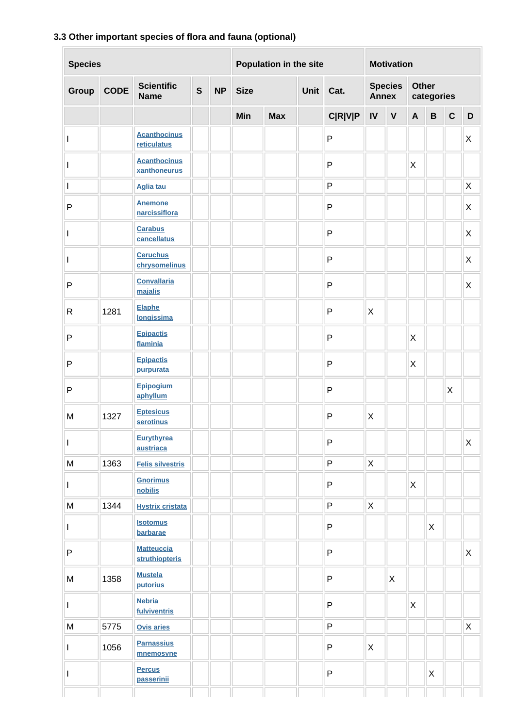### 3.3 Other important species of flora and fauna (optional)

| Species | | | | | Population in the site | | | | Motivation | | | | | |
|---|---|---|---|---|---|---|---|---|---|---|---|---|---|---|
| Group | CODE | Scientific Name | S | NP | Size | | Unit | Cat. | Species Annex | | Other categories | | | |
| | | | | | Min | Max | | C\|R\|V\|P | IV | V | A | B | C | D |
| I | | Acanthocinus reticulatus | | | | | | P | | | | | | X |
| I | | Acanthocinus xanthoneurus | | | | | | P | | | X | | | |
| I | | Aglia tau | | | | | | P | | | | | | X |
| P | | Anemone narcissiflora | | | | | | P | | | | | | X |
| I | | Carabus cancellatus | | | | | | P | | | | | | X |
| I | | Ceruchus chrysomelinus | | | | | | P | | | | | | X |
| P | | Convallaria majalis | | | | | | P | | | | | | X |
| R | 1281 | Elaphe longissima | | | | | | P | X | | | | | |
| P | | Epipactis flaminia | | | | | | P | | | X | | | |
| P | | Epipactis purpurata | | | | | | P | | | X | | | |
| P | | Epipogium aphyllum | | | | | | P | | | | | X | |
| M | 1327 | Eptesicus serotinus | | | | | | P | X | | | | | |
| I | | Eurythyrea austriaca | | | | | | P | | | | | | X |
| M | 1363 | Felis silvestris | | | | | | P | X | | | | | |
| I | | Gnorimus nobilis | | | | | | P | | | X | | | |
| M | 1344 | Hystrix cristata | | | | | | P | X | | | | | |
| I | | Isotomus barbarae | | | | | | P | | | | X | | |
| P | | Matteuccia struthiopteris | | | | | | P | | | | | | X |
| M | 1358 | Mustela putorius | | | | | | P | | X | | | | |
| I | | Nebria fulviventris | | | | | | P | | | X | | | |
| M | 5775 | Ovis aries | | | | | | P | | | | | | X |
| I | 1056 | Parnassius mnemosyne | | | | | | P | X | | | | | |
| I | | Percus passerinii | | | | | | P | | | | X | | |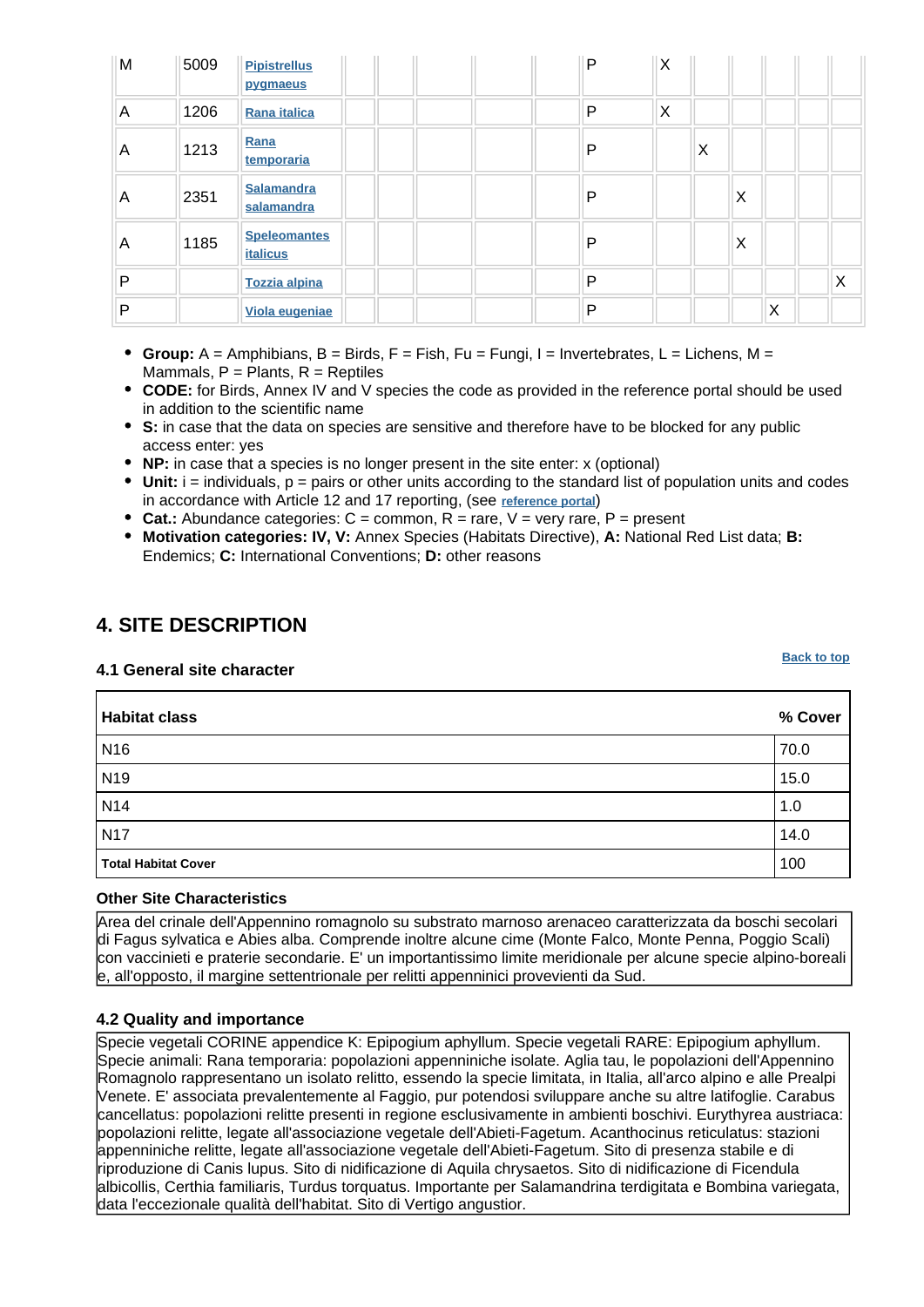| | | | | | | | | | | | | | | |
|---|---|---|---|---|---|---|---|---|---|---|---|---|---|---|
| M | 5009 | Pipistrellus pygmaeus | | | | | | P | X | | | | | |
| A | 1206 | Rana italica | | | | | | P | X | | | | | |
| A | 1213 | Rana temporaria | | | | | | P | | X | | | | |
| A | 2351 | Salamandra salamandra | | | | | | P | | | X | | | |
| A | 1185 | Speleomantes italicus | | | | | | P | | | X | | | |
| P | | Tozzia alpina | | | | | | P | | | | | | X |
| P | | Viola eugeniae | | | | | | P | | | | X | | |

- **Group:** A = Amphibians, B = Birds, F = Fish, Fu = Fungi, I = Invertebrates, L = Lichens, M = Mammals, P = Plants, R = Reptiles
- **CODE:** for Birds, Annex IV and V species the code as provided in the reference portal should be used in addition to the scientific name
- **S:** in case that the data on species are sensitive and therefore have to be blocked for any public access enter: yes
- **NP:** in case that a species is no longer present in the site enter: x (optional)
- **Unit:** i = individuals, p = pairs or other units according to the standard list of population units and codes in accordance with Article 12 and 17 reporting, (see reference portal)
- **Cat.:** Abundance categories: C = common, R = rare, V = very rare, P = present
- **Motivation categories: IV, V:** Annex Species (Habitats Directive), **A:** National Red List data; **B:** Endemics; **C:** International Conventions; **D:** other reasons

## 4. SITE DESCRIPTION

Back to top

### 4.1 General site character

| Habitat class | % Cover |
|---|---|
| N16 | 70.0 |
| N19 | 15.0 |
| N14 | 1.0 |
| N17 | 14.0 |
| **Total Habitat Cover** | 100 |

**Other Site Characteristics**

Area del crinale dell'Appennino romagnolo su substrato marnoso arenaceo caratterizzata da boschi secolari di Fagus sylvatica e Abies alba. Comprende inoltre alcune cime (Monte Falco, Monte Penna, Poggio Scali) con vaccinieti e praterie secondarie. E' un importantissimo limite meridionale per alcune specie alpino-boreali e, all'opposto, il margine settentrionale per relitti appenninici provevienti da Sud.

### 4.2 Quality and importance

Specie vegetali CORINE appendice K: Epipogium aphyllum. Specie vegetali RARE: Epipogium aphyllum. Specie animali: Rana temporaria: popolazioni appenniniche isolate. Aglia tau, le popolazioni dell'Appennino Romagnolo rappresentano un isolato relitto, essendo la specie limitata, in Italia, all'arco alpino e alle Prealpi Venete. E' associata prevalentemente al Faggio, pur potendosi sviluppare anche su altre latifoglie. Carabus cancellatus: popolazioni relitte presenti in regione esclusivamente in ambienti boschivi. Eurythyrea austriaca: popolazioni relitte, legate all'associazione vegetale dell'Abieti-Fagetum. Acanthocinus reticulatus: stazioni appenniniche relitte, legate all'associazione vegetale dell'Abieti-Fagetum. Sito di presenza stabile e di riproduzione di Canis lupus. Sito di nidificazione di Aquila chrysaetos. Sito di nidificazione di Ficendula albicollis, Certhia familiaris, Turdus torquatus. Importante per Salamandrina terdigitata e Bombina variegata, data l'eccezionale qualità dell'habitat. Sito di Vertigo angustior.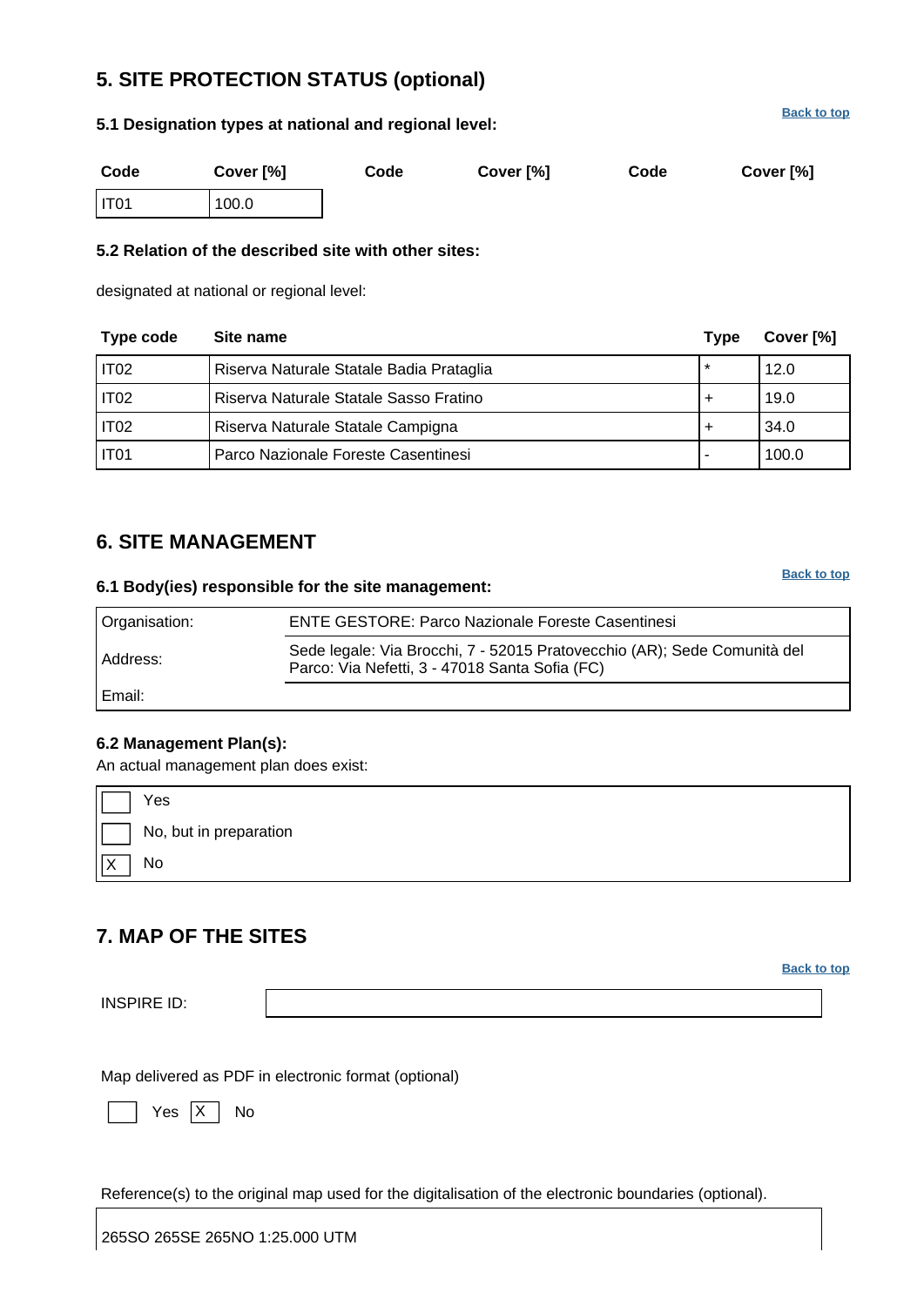## 5. SITE PROTECTION STATUS (optional)

Back to top

### 5.1 Designation types at national and regional level:

| Code | Cover [%] | Code | Cover [%] | Code | Cover [%] |
|---|---|---|---|---|---|
| IT01 | 100.0 | | | | |

### 5.2 Relation of the described site with other sites:

designated at national or regional level:

| Type code | Site name | Type | Cover [%] |
|---|---|---|---|
| IT02 | Riserva Naturale Statale Badia Prataglia | * | 12.0 |
| IT02 | Riserva Naturale Statale Sasso Fratino | + | 19.0 |
| IT02 | Riserva Naturale Statale Campigna | + | 34.0 |
| IT01 | Parco Nazionale Foreste Casentinesi | - | 100.0 |

## 6. SITE MANAGEMENT

Back to top

### 6.1 Body(ies) responsible for the site management:

| | |
|---|---|
| Organisation: | ENTE GESTORE: Parco Nazionale Foreste Casentinesi |
| Address: | Sede legale: Via Brocchi, 7 - 52015 Pratovecchio (AR); Sede Comunità del Parco: Via Nefetti, 3 - 47018 Santa Sofia (FC) |
| Email: | |

### 6.2 Management Plan(s):

An actual management plan does exist:

- [ ] Yes
- [ ] No, but in preparation
- [X] No

## 7. MAP OF THE SITES

Back to top

INSPIRE ID:

Map delivered as PDF in electronic format (optional)

[ ] Yes [X] No

Reference(s) to the original map used for the digitalisation of the electronic boundaries (optional).

265SO 265SE 265NO 1:25.000 UTM